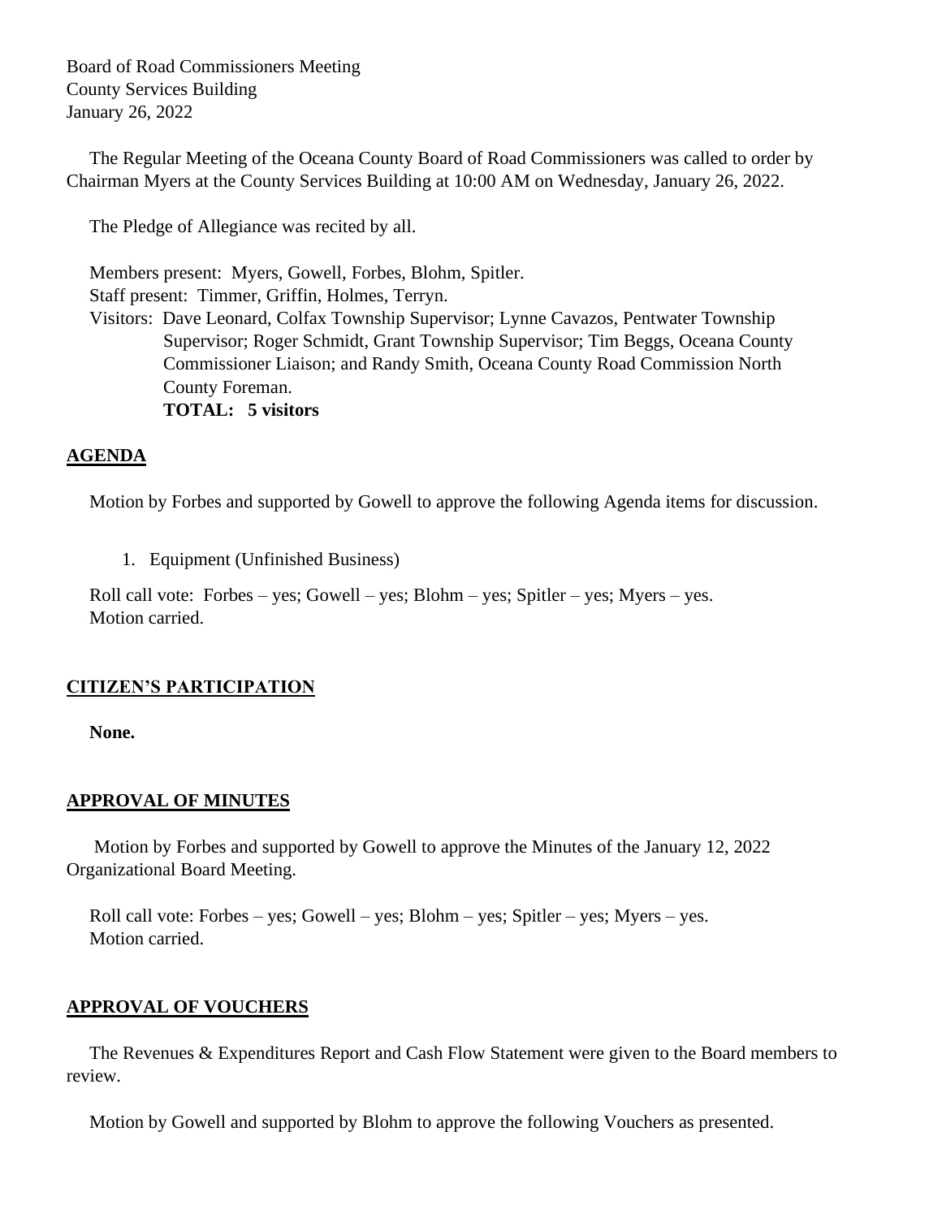Board of Road Commissioners Meeting
County Services Building
January 26, 2022

The Regular Meeting of the Oceana County Board of Road Commissioners was called to order by Chairman Myers at the County Services Building at 10:00 AM on Wednesday, January 26, 2022.

The Pledge of Allegiance was recited by all.

Members present: Myers, Gowell, Forbes, Blohm, Spitler.
Staff present: Timmer, Griffin, Holmes, Terryn.
Visitors: Dave Leonard, Colfax Township Supervisor; Lynne Cavazos, Pentwater Township Supervisor; Roger Schmidt, Grant Township Supervisor; Tim Beggs, Oceana County Commissioner Liaison; and Randy Smith, Oceana County Road Commission North County Foreman.
**TOTAL: 5 visitors**

## AGENDA

Motion by Forbes and supported by Gowell to approve the following Agenda items for discussion.

1. Equipment (Unfinished Business)

Roll call vote: Forbes – yes; Gowell – yes; Blohm – yes; Spitler – yes; Myers – yes.
Motion carried.

## CITIZEN'S PARTICIPATION

**None.**

## APPROVAL OF MINUTES

Motion by Forbes and supported by Gowell to approve the Minutes of the January 12, 2022 Organizational Board Meeting.

Roll call vote: Forbes – yes; Gowell – yes; Blohm – yes; Spitler – yes; Myers – yes.
Motion carried.

## APPROVAL OF VOUCHERS

The Revenues & Expenditures Report and Cash Flow Statement were given to the Board members to review.

Motion by Gowell and supported by Blohm to approve the following Vouchers as presented.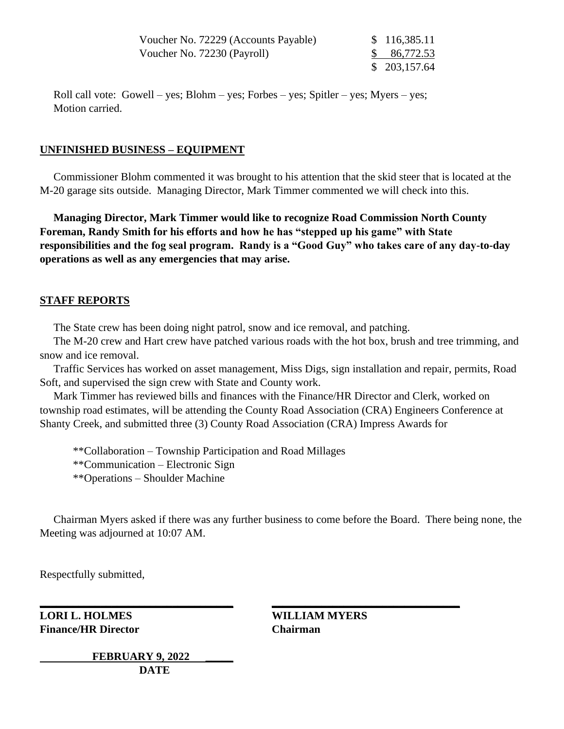| | |
|---|---|
| Voucher No. 72229 (Accounts Payable) | $ 116,385.11 |
| Voucher No. 72230 (Payroll) | $ 86,772.53 |
| | $ 203,157.64 |

Roll call vote: Gowell – yes; Blohm – yes; Forbes – yes; Spitler – yes; Myers – yes; Motion carried.

## UNFINISHED BUSINESS – EQUIPMENT

Commissioner Blohm commented it was brought to his attention that the skid steer that is located at the M-20 garage sits outside. Managing Director, Mark Timmer commented we will check into this.

**Managing Director, Mark Timmer would like to recognize Road Commission North County Foreman, Randy Smith for his efforts and how he has "stepped up his game" with State responsibilities and the fog seal program. Randy is a "Good Guy" who takes care of any day-to-day operations as well as any emergencies that may arise.**

## STAFF REPORTS

The State crew has been doing night patrol, snow and ice removal, and patching.

The M-20 crew and Hart crew have patched various roads with the hot box, brush and tree trimming, and snow and ice removal.

Traffic Services has worked on asset management, Miss Digs, sign installation and repair, permits, Road Soft, and supervised the sign crew with State and County work.

Mark Timmer has reviewed bills and finances with the Finance/HR Director and Clerk, worked on township road estimates, will be attending the County Road Association (CRA) Engineers Conference at Shanty Creek, and submitted three (3) County Road Association (CRA) Impress Awards for

**Collaboration – Township Participation and Road Millages
**Communication – Electronic Sign
**Operations – Shoulder Machine

Chairman Myers asked if there was any further business to come before the Board. There being none, the Meeting was adjourned at 10:07 AM.

Respectfully submitted,

**LORI L. HOLMES**
**Finance/HR Director**

**WILLIAM MYERS**
**Chairman**

**FEBRUARY 9, 2022**
**DATE**